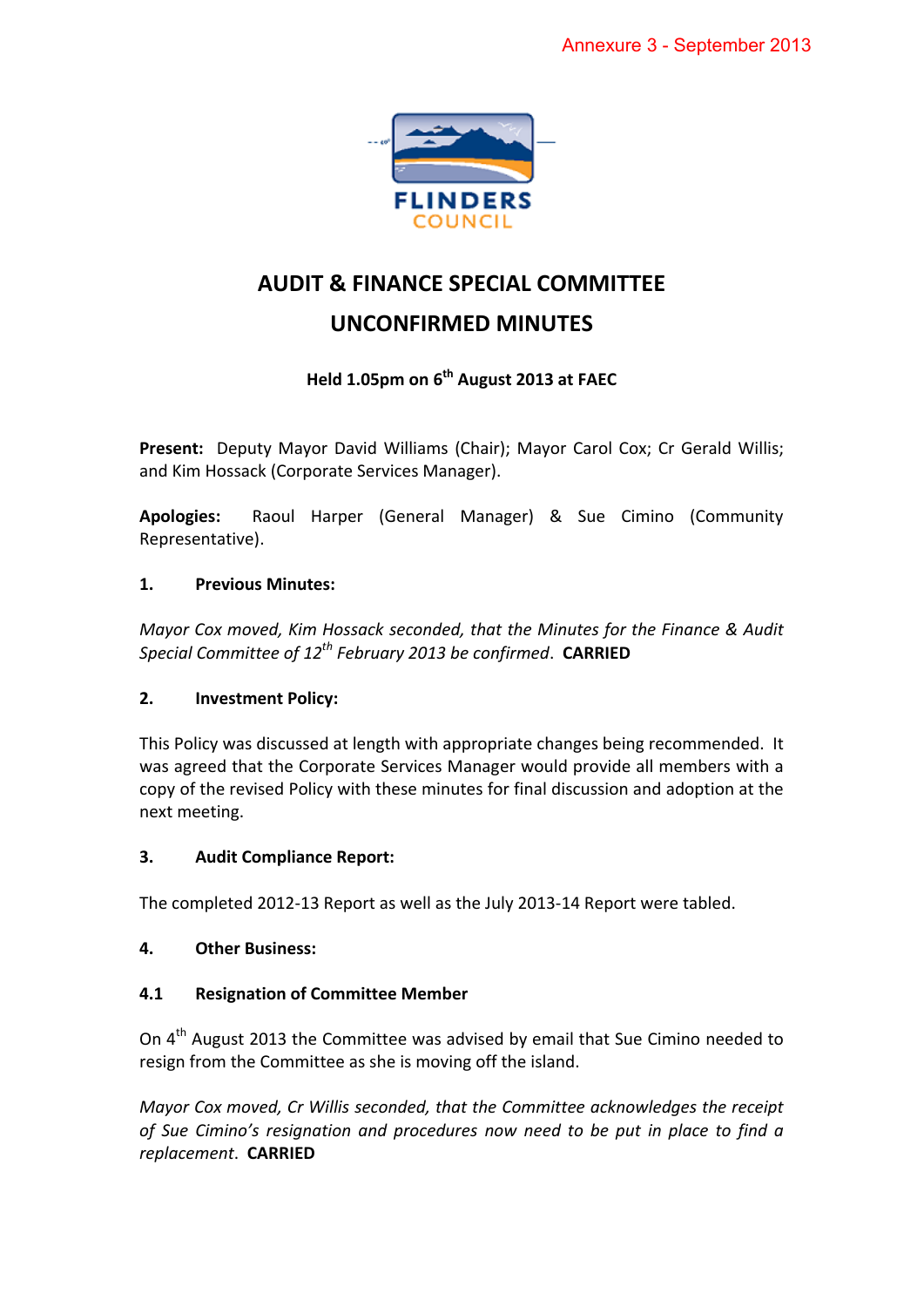Annexure 3 - September 2013

FLINDERS
COUNCIL

# AUDIT & FINANCE SPECIAL COMMITTEE

# UNCONFIRMED MINUTES

**Held 1.05pm on 6th August 2013 at FAEC**

**Present:** Deputy Mayor David Williams (Chair); Mayor Carol Cox; Cr Gerald Willis; and Kim Hossack (Corporate Services Manager).

**Apologies:** Raoul Harper (General Manager) & Sue Cimino (Community Representative).

## 1. Previous Minutes:

*Mayor Cox moved, Kim Hossack seconded, that the Minutes for the Finance & Audit Special Committee of 12th February 2013 be confirmed*. **CARRIED**

## 2. Investment Policy:

This Policy was discussed at length with appropriate changes being recommended. It was agreed that the Corporate Services Manager would provide all members with a copy of the revised Policy with these minutes for final discussion and adoption at the next meeting.

## 3. Audit Compliance Report:

The completed 2012-13 Report as well as the July 2013-14 Report were tabled.

## 4. Other Business:

### 4.1 Resignation of Committee Member

On 4th August 2013 the Committee was advised by email that Sue Cimino needed to resign from the Committee as she is moving off the island.

*Mayor Cox moved, Cr Willis seconded, that the Committee acknowledges the receipt of Sue Cimino's resignation and procedures now need to be put in place to find a replacement*. **CARRIED**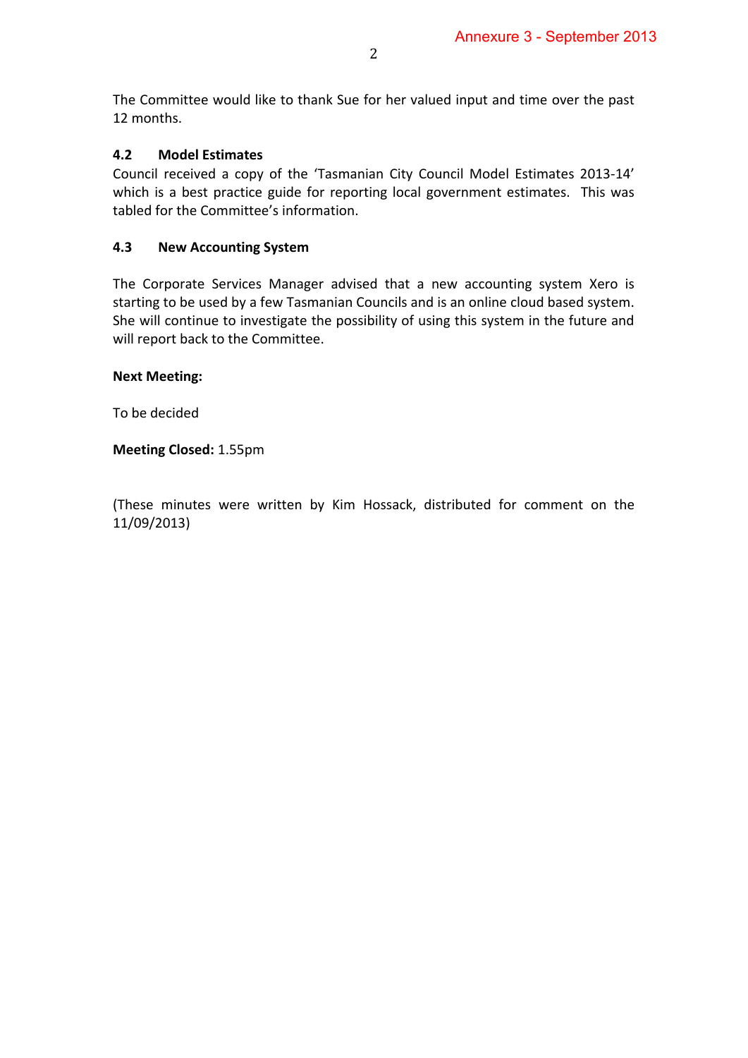The Committee would like to thank Sue for her valued input and time over the past 12 months.

**4.2 Model Estimates**

Council received a copy of the 'Tasmanian City Council Model Estimates 2013-14' which is a best practice guide for reporting local government estimates. This was tabled for the Committee's information.

**4.3 New Accounting System**

The Corporate Services Manager advised that a new accounting system Xero is starting to be used by a few Tasmanian Councils and is an online cloud based system. She will continue to investigate the possibility of using this system in the future and will report back to the Committee.

**Next Meeting:**

To be decided

**Meeting Closed:** 1.55pm

(These minutes were written by Kim Hossack, distributed for comment on the 11/09/2013)